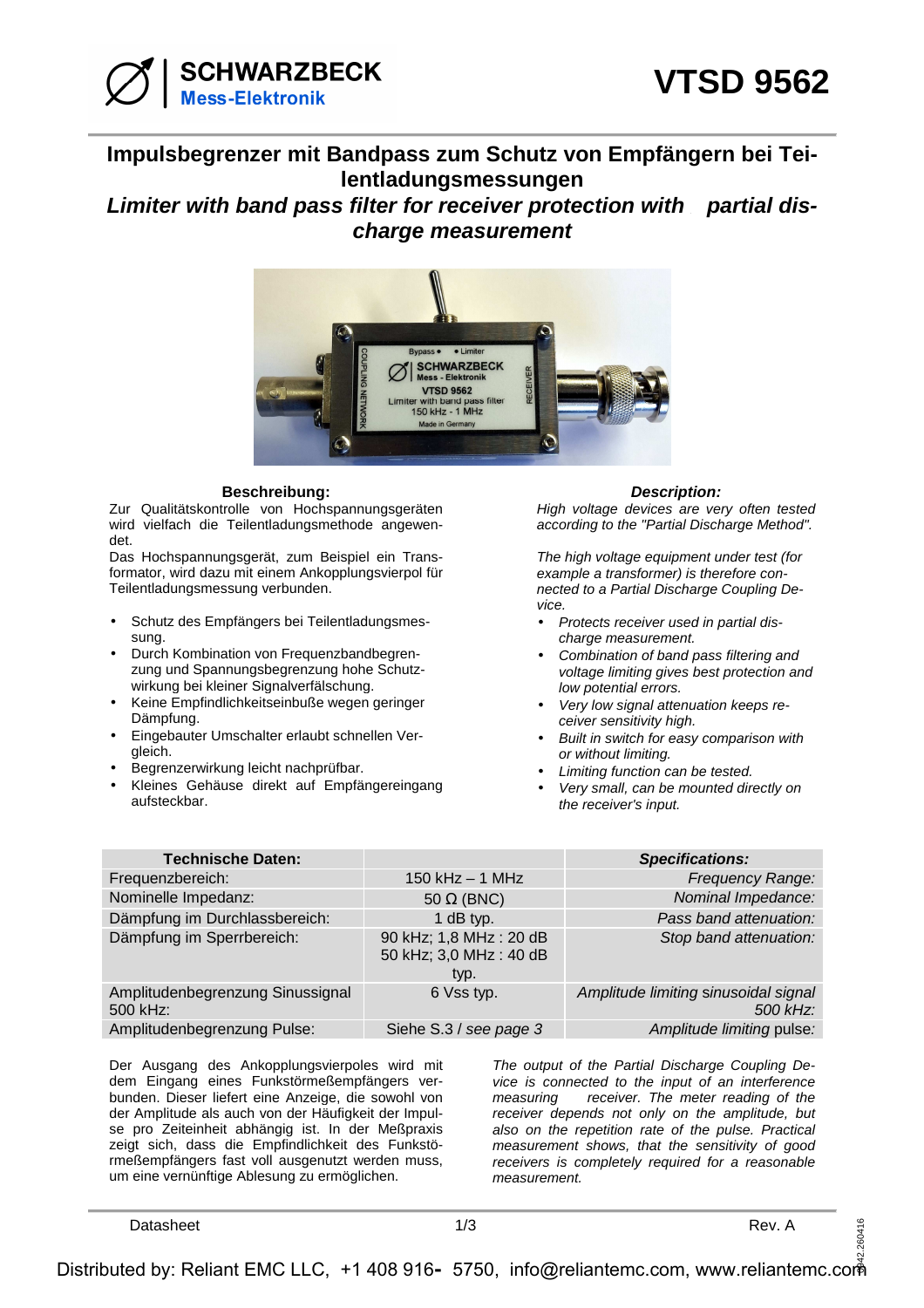SCHWARZBECK
Mess-Elektronik

# VTSD 9562

## Impulsbegrenzer mit Bandpass zum Schutz von Empfängern bei Teilentladungsmessungen

## *Limiter with band pass filter for receiver protection with partial discharge measurement*

### Beschreibung:

Zur Qualitätskontrolle von Hochspannungsgeräten wird vielfach die Teilentladungsmethode angewendet.

Das Hochspannungsgerät, zum Beispiel ein Transformator, wird dazu mit einem Ankopplungsvierpol für Teilentladungsmessung verbunden.

- Schutz des Empfängers bei Teilentladungsmessung.
- Durch Kombination von Frequenzbandbegrenzung und Spannungsbegrenzung hohe Schutzwirkung bei kleiner Signalverfälschung.
- Keine Empfindlichkeitseinbuße wegen geringer Dämpfung.
- Eingebauter Umschalter erlaubt schnellen Vergleich.
- Begrenzerwirkung leicht nachprüfbar.
- Kleines Gehäuse direkt auf Empfängereingang aufsteckbar.

### *Description:*

*High voltage devices are very often tested according to the "Partial Discharge Method".*

*The high voltage equipment under test (for example a transformer) is therefore connected to a Partial Discharge Coupling Device.*

- *Protects receiver used in partial discharge measurement.*
- *Combination of band pass filtering and voltage limiting gives best protection and low potential errors.*
- *Very low signal attenuation keeps receiver sensitivity high.*
- *Built in switch for easy comparison with or without limiting.*
- *Limiting function can be tested.*
- *Very small, can be mounted directly on the receiver's input.*

| Technische Daten: | | *Specifications:* |
|---|---|---|
| Frequenzbereich: | 150 kHz – 1 MHz | *Frequency Range:* |
| Nominelle Impedanz: | 50 Ω (BNC) | *Nominal Impedance:* |
| Dämpfung im Durchlassbereich: | 1 dB typ. | *Pass band attenuation:* |
| Dämpfung im Sperrbereich: | 90 kHz; 1,8 MHz : 20 dB<br>50 kHz; 3,0 MHz : 40 dB typ. | *Stop band attenuation:* |
| Amplitudenbegrenzung Sinussignal 500 kHz: | 6 Vss typ. | *Amplitude limiting sinusoidal signal 500 kHz:* |
| Amplitudenbegrenzung Pulse: | Siehe S.3 / *see page 3* | *Amplitude limiting pulse:* |

Der Ausgang des Ankopplungsvierpoles wird mit dem Eingang eines Funkstörmeßempfängers verbunden. Dieser liefert eine Anzeige, die sowohl von der Amplitude als auch von der Häufigkeit der Impulse pro Zeiteinheit abhängig ist. In der Meßpraxis zeigt sich, dass die Empfindlichkeit des Funkstörmeßempfängers fast voll ausgenutzt werden muss, um eine vernünftige Ablesung zu ermöglichen.

*The output of the Partial Discharge Coupling Device is connected to the input of an interference measuring receiver. The meter reading of the receiver depends not only on the amplitude, but also on the repetition rate of the pulse. Practical measurement shows, that the sensitivity of good receivers is completely required for a reasonable measurement.*

Distributed by: Reliant EMC LLC, +1 408 916- 5750, info@reliantemc.com, www.reliantemc.com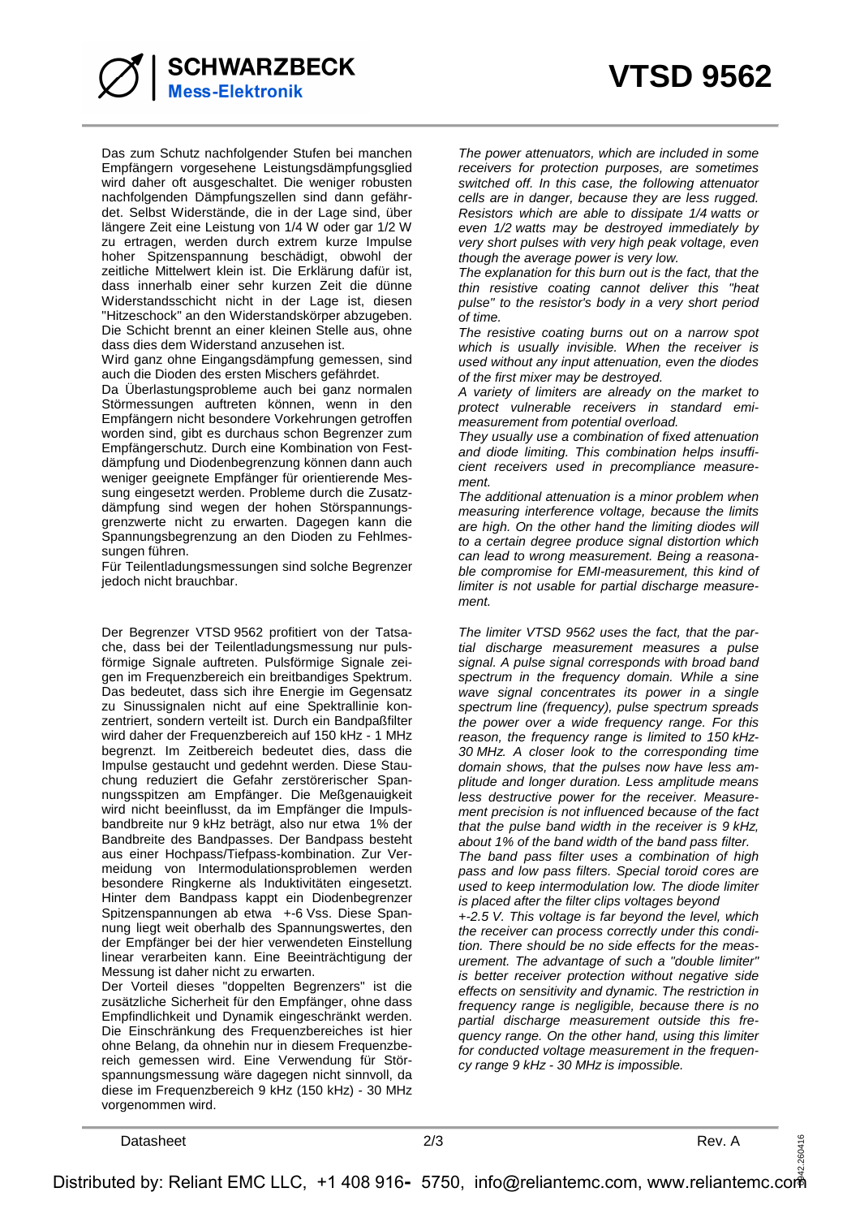Das zum Schutz nachfolgender Stufen bei manchen Empfängern vorgesehene Leistungsdämpfungsglied wird daher oft ausgeschaltet. Die weniger robusten nachfolgenden Dämpfungszellen sind dann gefährdet. Selbst Widerstände, die in der Lage sind, über längere Zeit eine Leistung von 1/4 W oder gar 1/2 W zu ertragen, werden durch extrem kurze Impulse hoher Spitzenspannung beschädigt, obwohl der zeitliche Mittelwert klein ist. Die Erklärung dafür ist, dass innerhalb einer sehr kurzen Zeit die dünne Widerstandsschicht nicht in der Lage ist, diesen "Hitzeschock" an den Widerstandskörper abzugeben. Die Schicht brennt an einer kleinen Stelle aus, ohne dass dies dem Widerstand anzusehen ist.
Wird ganz ohne Eingangsdämpfung gemessen, sind auch die Dioden des ersten Mischers gefährdet.
Da Überlastungsprobleme auch bei ganz normalen Störmessungen auftreten können, wenn in den Empfängern nicht besondere Vorkehrungen getroffen worden sind, gibt es durchaus schon Begrenzer zum Empfängerschutz. Durch eine Kombination von Festdämpfung und Diodenbegrenzung können dann auch weniger geeignete Empfänger für orientierende Messung eingesetzt werden. Probleme durch die Zusatzdämpfung sind wegen der hohen Störspannungsgrenzwerte nicht zu erwarten. Dagegen kann die Spannungsbegrenzung an den Dioden zu Fehlmessungen führen.
Für Teilentladungsmessungen sind solche Begrenzer jedoch nicht brauchbar.

Der Begrenzer VTSD 9562 profitiert von der Tatsache, dass bei der Teilentladungsmessung nur pulsförmige Signale auftreten. Pulsförmige Signale zeigen im Frequenzbereich ein breitbandiges Spektrum. Das bedeutet, dass sich ihre Energie im Gegensatz zu Sinussignalen nicht auf eine Spektrallinie konzentriert, sondern verteilt ist. Durch ein Bandpaßfilter wird daher der Frequenzbereich auf 150 kHz - 1 MHz begrenzt. Im Zeitbereich bedeutet dies, dass die Impulse gestaucht und gedehnt werden. Diese Stauchung reduziert die Gefahr zerstörerischer Spannungsspitzen am Empfänger. Die Meßgenauigkeit wird nicht beeinflusst, da im Empfänger die Impulsbandbreite nur 9 kHz beträgt, also nur etwa 1% der Bandbreite des Bandpasses. Der Bandpass besteht aus einer Hochpass/Tiefpass-kombination. Zur Vermeidung von Intermodulationsproblemen werden besondere Ringkerne als Induktivitäten eingesetzt. Hinter dem Bandpass kappt ein Diodenbegrenzer Spitzenspannungen ab etwa +-6 Vss. Diese Spannung liegt weit oberhalb des Spannungswertes, den der Empfänger bei der hier verwendeten Einstellung linear verarbeiten kann. Eine Beeinträchtigung der Messung ist daher nicht zu erwarten.
Der Vorteil dieses "doppelten Begrenzers" ist die zusätzliche Sicherheit für den Empfänger, ohne dass Empfindlichkeit und Dynamik eingeschränkt werden. Die Einschränkung des Frequenzbereiches ist hier ohne Belang, da ohnehin nur in diesem Frequenzbereich gemessen wird. Eine Verwendung für Störspannungsmessung wäre dagegen nicht sinnvoll, da diese im Frequenzbereich 9 kHz (150 kHz) - 30 MHz vorgenommen wird.

*The power attenuators, which are included in some receivers for protection purposes, are sometimes switched off. In this case, the following attenuator cells are in danger, because they are less rugged. Resistors which are able to dissipate 1/4 watts or even 1/2 watts may be destroyed immediately by very short pulses with very high peak voltage, even though the average power is very low.*
*The explanation for this burn out is the fact, that the thin resistive coating cannot deliver this "heat pulse" to the resistor's body in a very short period of time.*
*The resistive coating burns out on a narrow spot which is usually invisible. When the receiver is used without any input attenuation, even the diodes of the first mixer may be destroyed.*
*A variety of limiters are already on the market to protect vulnerable receivers in standard emi-measurement from potential overload.*
*They usually use a combination of fixed attenuation and diode limiting. This combination helps insufficient receivers used in precompliance measurement.*
*The additional attenuation is a minor problem when measuring interference voltage, because the limits are high. On the other hand the limiting diodes will to a certain degree produce signal distortion which can lead to wrong measurement. Being a reasonable compromise for EMI-measurement, this kind of limiter is not usable for partial discharge measurement.*

*The limiter VTSD 9562 uses the fact, that the partial discharge measurement measures a pulse signal. A pulse signal corresponds with broad band spectrum in the frequency domain. While a sine wave signal concentrates its power in a single spectrum line (frequency), pulse spectrum spreads the power over a wide frequency range. For this reason, the frequency range is limited to 150 kHz-30 MHz. A closer look to the corresponding time domain shows, that the pulses now have less amplitude and longer duration. Less amplitude means less destructive power for the receiver. Measurement precision is not influenced because of the fact that the pulse band width in the receiver is 9 kHz, about 1% of the band width of the band pass filter.*
*The band pass filter uses a combination of high pass and low pass filters. Special toroid cores are used to keep intermodulation low. The diode limiter is placed after the filter clips voltages beyond +-2.5 V. This voltage is far beyond the level, which the receiver can process correctly under this condition. There should be no side effects for the measurement. The advantage of such a "double limiter" is better receiver protection without negative side effects on sensitivity and dynamic. The restriction in frequency range is negligible, because there is no partial discharge measurement outside this frequency range. On the other hand, using this limiter for conducted voltage measurement in the frequency range 9 kHz - 30 MHz is impossible.*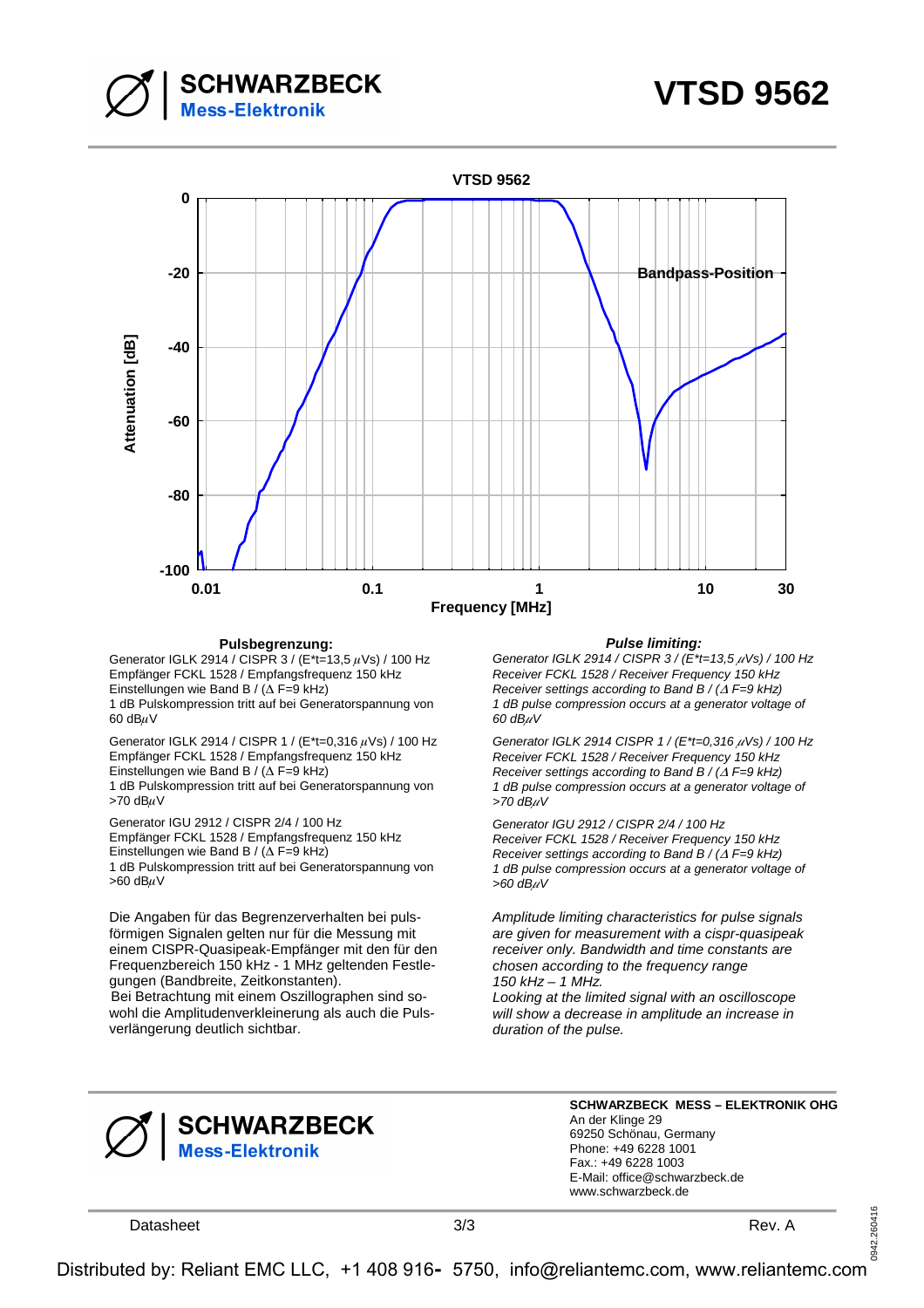# VTSD 9562

VTSD 9562

0
-20
-40
-60
-80
-100

Attenuation [dB]

0.01
0.1
1
10
30

Frequency [MHz]

Bandpass-Position

**Pulsbegrenzung:**

Generator IGLK 2914 / CISPR 3 / (E*t=13,5 µVs) / 100 Hz
Empfänger FCKL 1528 / Empfangsfrequenz 150 kHz
Einstellungen wie Band B / (Δ F=9 kHz)
1 dB Pulskompression tritt auf bei Generatorspannung von 60 dBµV

Generator IGLK 2914 / CISPR 1 / (E*t=0,316 µVs) / 100 Hz
Empfänger FCKL 1528 / Empfangsfrequenz 150 kHz
Einstellungen wie Band B / (Δ F=9 kHz)
1 dB Pulskompression tritt auf bei Generatorspannung von >70 dBµV

Generator IGU 2912 / CISPR 2/4 / 100 Hz
Empfänger FCKL 1528 / Empfangsfrequenz 150 kHz
Einstellungen wie Band B / (Δ F=9 kHz)
1 dB Pulskompression tritt auf bei Generatorspannung von >60 dBµV

Die Angaben für das Begrenzerverhalten bei pulsförmigen Signalen gelten nur für die Messung mit einem CISPR-Quasipeak-Empfänger mit den für den Frequenzbereich 150 kHz - 1 MHz geltenden Festlegungen (Bandbreite, Zeitkonstanten).
Bei Betrachtung mit einem Oszillographen sind sowohl die Amplitudenverkleinerung als auch die Pulsverlängerung deutlich sichtbar.

***Pulse limiting:***

*Generator IGLK 2914 / CISPR 3 / (E*t=13,5 µVs) / 100 Hz*
*Receiver FCKL 1528 / Receiver Frequency 150 kHz*
*Receiver settings according to Band B / (Δ F=9 kHz)*
*1 dB pulse compression occurs at a generator voltage of 60 dBµV*

*Generator IGLK 2914 CISPR 1 / (E*t=0,316 µVs) / 100 Hz*
*Receiver FCKL 1528 / Receiver Frequency 150 kHz*
*Receiver settings according to Band B / (Δ F=9 kHz)*
*1 dB pulse compression occurs at a generator voltage of >70 dBµV*

*Generator IGU 2912 / CISPR 2/4 / 100 Hz*
*Receiver FCKL 1528 / Receiver Frequency 150 kHz*
*Receiver settings according to Band B / (Δ F=9 kHz)*
*1 dB pulse compression occurs at a generator voltage of >60 dBµV*

*Amplitude limiting characteristics for pulse signals are given for measurement with a cispr-quasipeak receiver only. Bandwidth and time constants are chosen according to the frequency range 150 kHz – 1 MHz.*
*Looking at the limited signal with an oscilloscope will show a decrease in amplitude an increase in duration of the pulse.*

**SCHWARZBECK MESS – ELEKTRONIK OHG**
An der Klinge 29
69250 Schönau, Germany
Phone: +49 6228 1001
Fax.: +49 6228 1003
E-Mail: office@schwarzbeck.de
www.schwarzbeck.de

Datasheet — Rev. A

Distributed by: Reliant EMC LLC, +1 408 916- 5750, info@reliantemc.com, www.reliantemc.com